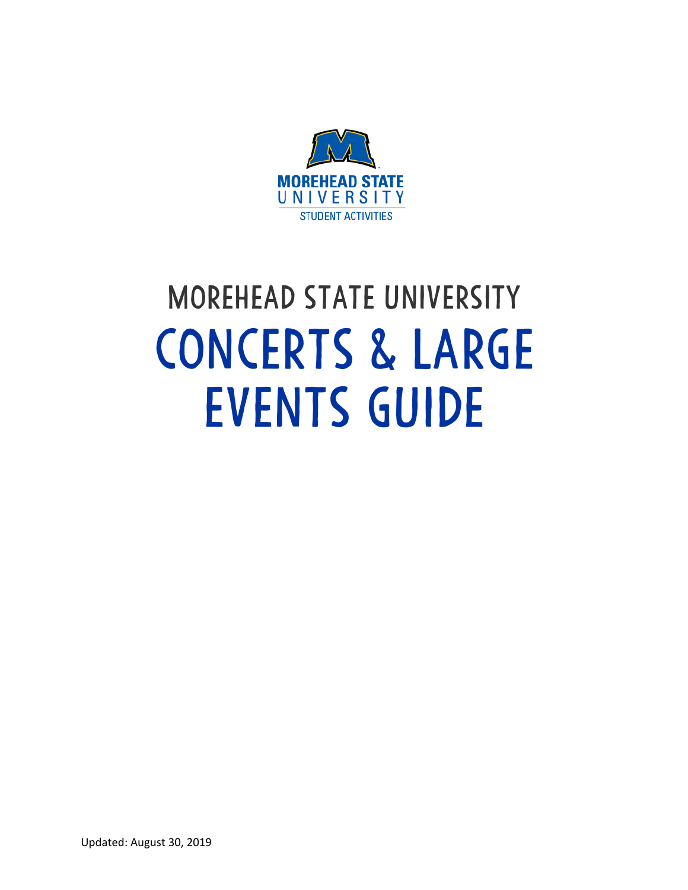MOREHEAD STATE UNIVERSITY

STUDENT ACTIVITIES

# MOREHEAD STATE UNIVERSITY

# CONCERTS & LARGE EVENTS GUIDE

Updated: August 30, 2019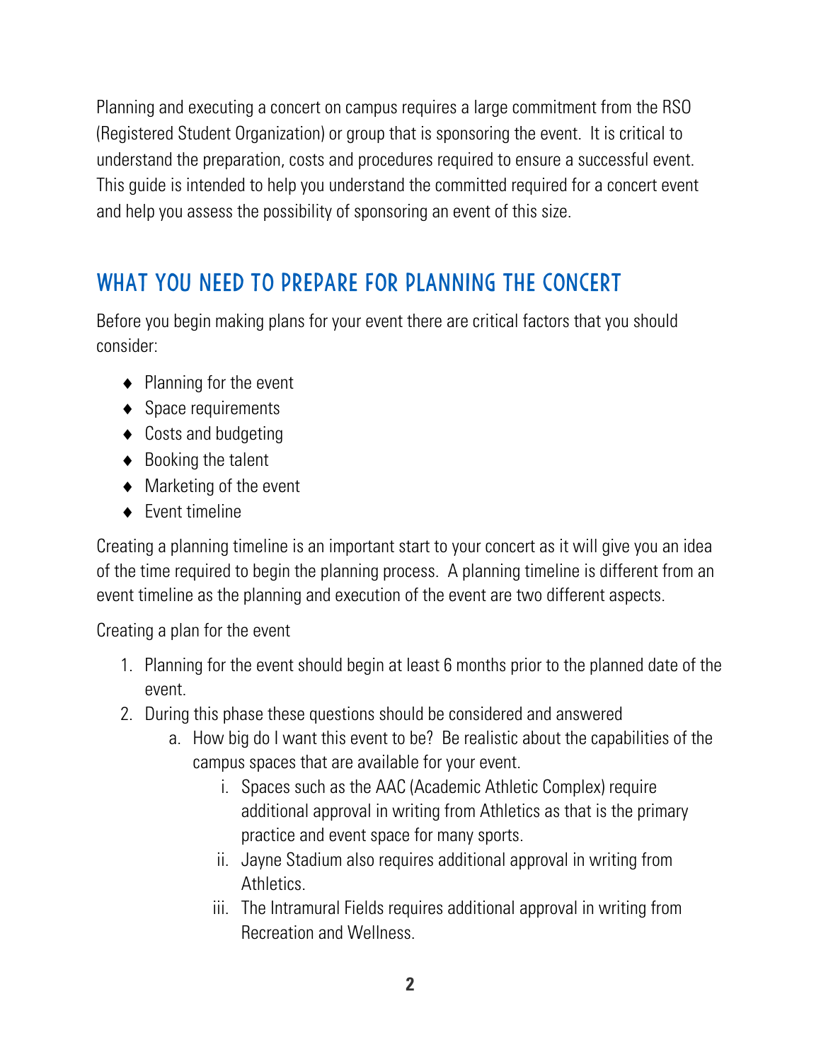Planning and executing a concert on campus requires a large commitment from the RSO (Registered Student Organization) or group that is sponsoring the event. It is critical to understand the preparation, costs and procedures required to ensure a successful event. This guide is intended to help you understand the committed required for a concert event and help you assess the possibility of sponsoring an event of this size.

## WHAT YOU NEED TO PREPARE FOR PLANNING THE CONCERT

Before you begin making plans for your event there are critical factors that you should consider:

- Planning for the event
- Space requirements
- Costs and budgeting
- Booking the talent
- Marketing of the event
- Event timeline

Creating a planning timeline is an important start to your concert as it will give you an idea of the time required to begin the planning process. A planning timeline is different from an event timeline as the planning and execution of the event are two different aspects.

Creating a plan for the event

1. Planning for the event should begin at least 6 months prior to the planned date of the event.
2. During this phase these questions should be considered and answered
    a. How big do I want this event to be? Be realistic about the capabilities of the campus spaces that are available for your event.
        i. Spaces such as the AAC (Academic Athletic Complex) require additional approval in writing from Athletics as that is the primary practice and event space for many sports.
        ii. Jayne Stadium also requires additional approval in writing from Athletics.
        iii. The Intramural Fields requires additional approval in writing from Recreation and Wellness.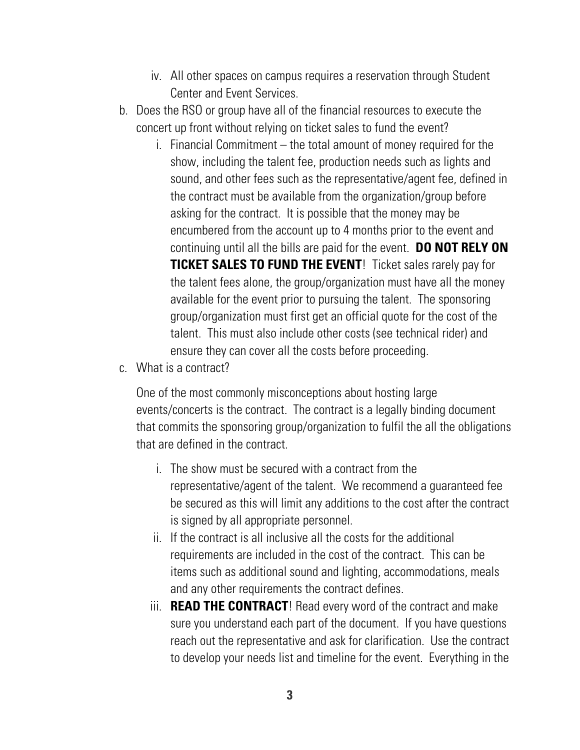iv. All other spaces on campus requires a reservation through Student Center and Event Services.

b. Does the RSO or group have all of the financial resources to execute the concert up front without relying on ticket sales to fund the event?

   i. Financial Commitment – the total amount of money required for the show, including the talent fee, production needs such as lights and sound, and other fees such as the representative/agent fee, defined in the contract must be available from the organization/group before asking for the contract. It is possible that the money may be encumbered from the account up to 4 months prior to the event and continuing until all the bills are paid for the event. **DO NOT RELY ON TICKET SALES TO FUND THE EVENT**! Ticket sales rarely pay for the talent fees alone, the group/organization must have all the money available for the event prior to pursuing the talent. The sponsoring group/organization must first get an official quote for the cost of the talent. This must also include other costs (see technical rider) and ensure they can cover all the costs before proceeding.

c. What is a contract?

   One of the most commonly misconceptions about hosting large events/concerts is the contract. The contract is a legally binding document that commits the sponsoring group/organization to fulfil the all the obligations that are defined in the contract.

   i. The show must be secured with a contract from the representative/agent of the talent. We recommend a guaranteed fee be secured as this will limit any additions to the cost after the contract is signed by all appropriate personnel.

   ii. If the contract is all inclusive all the costs for the additional requirements are included in the cost of the contract. This can be items such as additional sound and lighting, accommodations, meals and any other requirements the contract defines.

   iii. **READ THE CONTRACT**! Read every word of the contract and make sure you understand each part of the document. If you have questions reach out the representative and ask for clarification. Use the contract to develop your needs list and timeline for the event. Everything in the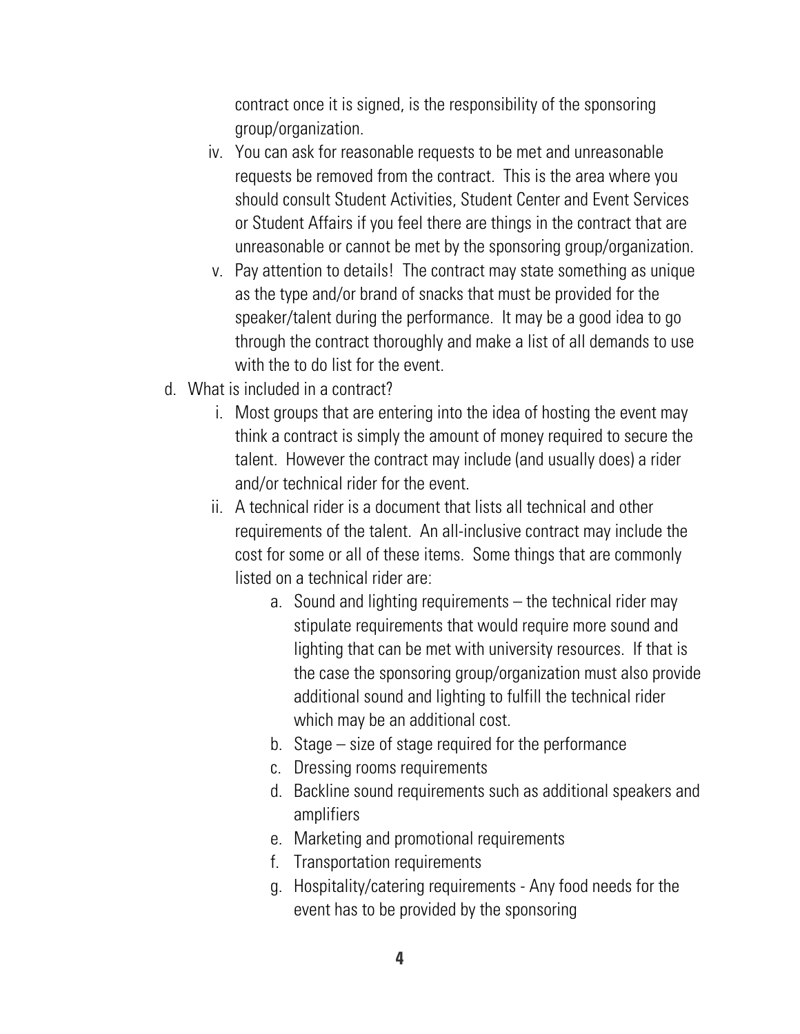contract once it is signed, is the responsibility of the sponsoring group/organization.

iv. You can ask for reasonable requests to be met and unreasonable requests be removed from the contract. This is the area where you should consult Student Activities, Student Center and Event Services or Student Affairs if you feel there are things in the contract that are unreasonable or cannot be met by the sponsoring group/organization.

v. Pay attention to details! The contract may state something as unique as the type and/or brand of snacks that must be provided for the speaker/talent during the performance. It may be a good idea to go through the contract thoroughly and make a list of all demands to use with the to do list for the event.

d. What is included in a contract?

   i. Most groups that are entering into the idea of hosting the event may think a contract is simply the amount of money required to secure the talent. However the contract may include (and usually does) a rider and/or technical rider for the event.

   ii. A technical rider is a document that lists all technical and other requirements of the talent. An all-inclusive contract may include the cost for some or all of these items. Some things that are commonly listed on a technical rider are:

      a. Sound and lighting requirements – the technical rider may stipulate requirements that would require more sound and lighting that can be met with university resources. If that is the case the sponsoring group/organization must also provide additional sound and lighting to fulfill the technical rider which may be an additional cost.
      b. Stage – size of stage required for the performance
      c. Dressing rooms requirements
      d. Backline sound requirements such as additional speakers and amplifiers
      e. Marketing and promotional requirements
      f. Transportation requirements
      g. Hospitality/catering requirements - Any food needs for the event has to be provided by the sponsoring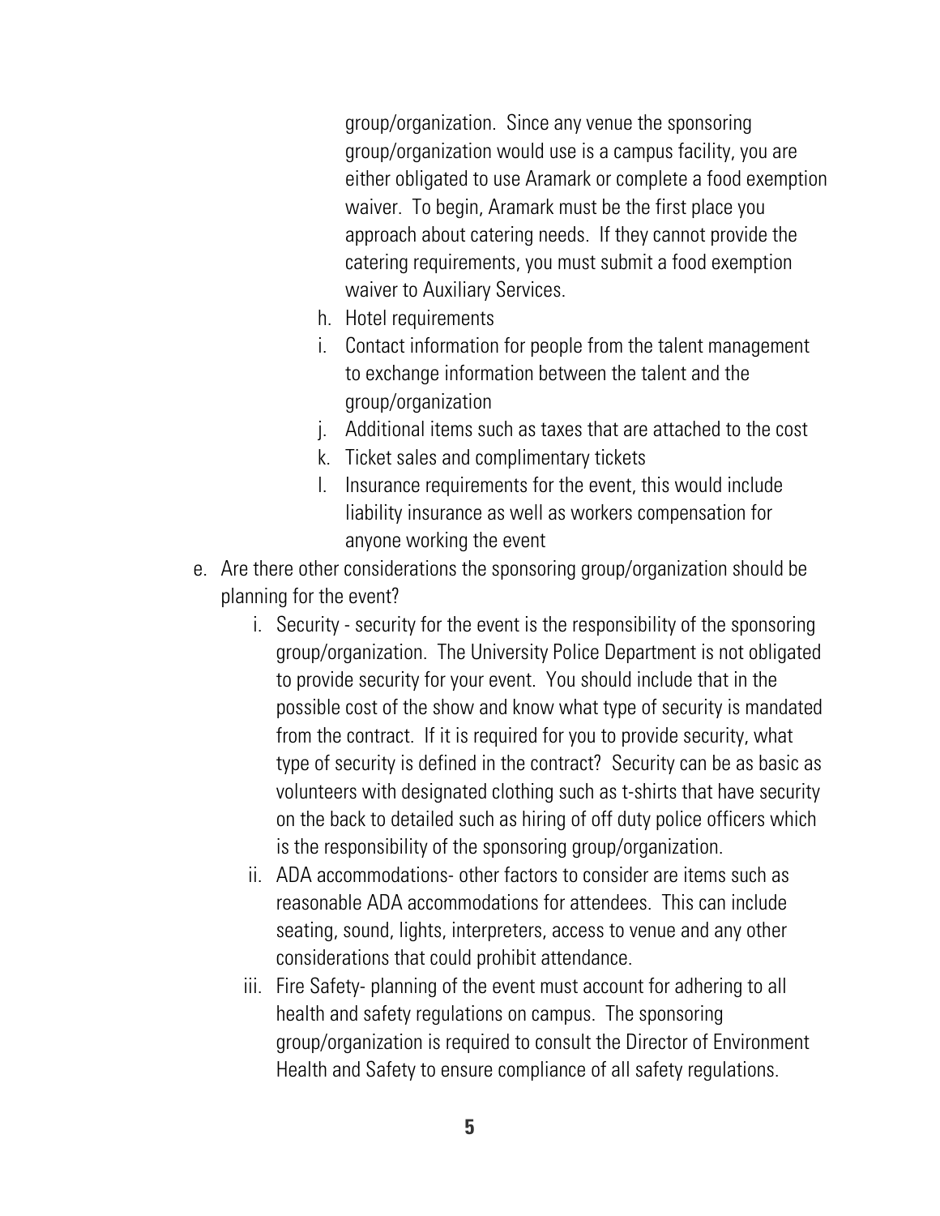group/organization. Since any venue the sponsoring group/organization would use is a campus facility, you are either obligated to use Aramark or complete a food exemption waiver. To begin, Aramark must be the first place you approach about catering needs. If they cannot provide the catering requirements, you must submit a food exemption waiver to Auxiliary Services.

   h. Hotel requirements
   i. Contact information for people from the talent management to exchange information between the talent and the group/organization
   j. Additional items such as taxes that are attached to the cost
   k. Ticket sales and complimentary tickets
   l. Insurance requirements for the event, this would include liability insurance as well as workers compensation for anyone working the event

e. Are there other considerations the sponsoring group/organization should be planning for the event?

   i. Security - security for the event is the responsibility of the sponsoring group/organization. The University Police Department is not obligated to provide security for your event. You should include that in the possible cost of the show and know what type of security is mandated from the contract. If it is required for you to provide security, what type of security is defined in the contract? Security can be as basic as volunteers with designated clothing such as t-shirts that have security on the back to detailed such as hiring of off duty police officers which is the responsibility of the sponsoring group/organization.
   ii. ADA accommodations- other factors to consider are items such as reasonable ADA accommodations for attendees. This can include seating, sound, lights, interpreters, access to venue and any other considerations that could prohibit attendance.
   iii. Fire Safety- planning of the event must account for adhering to all health and safety regulations on campus. The sponsoring group/organization is required to consult the Director of Environment Health and Safety to ensure compliance of all safety regulations.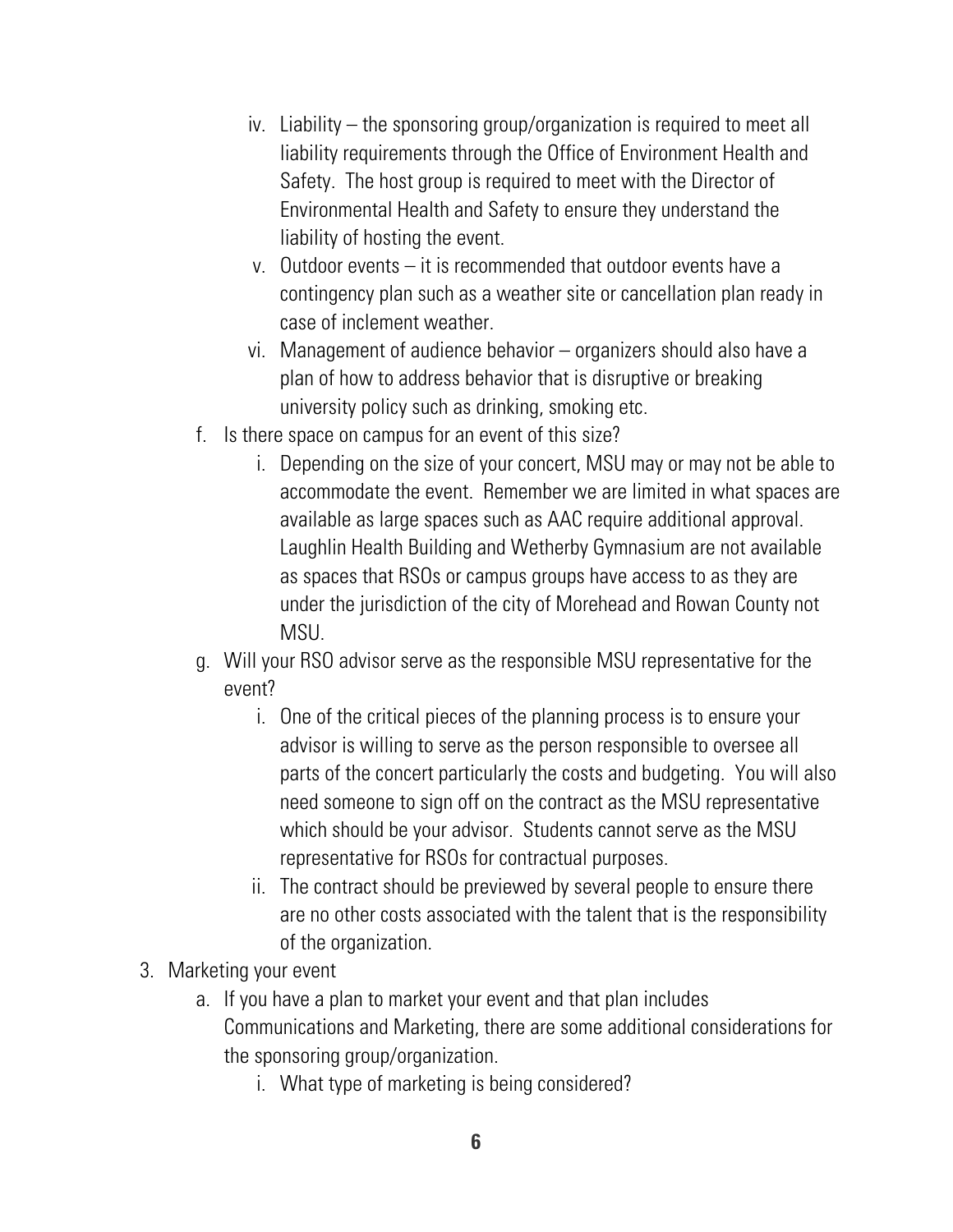iv. Liability – the sponsoring group/organization is required to meet all liability requirements through the Office of Environment Health and Safety. The host group is required to meet with the Director of Environmental Health and Safety to ensure they understand the liability of hosting the event.

v. Outdoor events – it is recommended that outdoor events have a contingency plan such as a weather site or cancellation plan ready in case of inclement weather.

vi. Management of audience behavior – organizers should also have a plan of how to address behavior that is disruptive or breaking university policy such as drinking, smoking etc.

f. Is there space on campus for an event of this size?

   i. Depending on the size of your concert, MSU may or may not be able to accommodate the event. Remember we are limited in what spaces are available as large spaces such as AAC require additional approval. Laughlin Health Building and Wetherby Gymnasium are not available as spaces that RSOs or campus groups have access to as they are under the jurisdiction of the city of Morehead and Rowan County not MSU.

g. Will your RSO advisor serve as the responsible MSU representative for the event?

   i. One of the critical pieces of the planning process is to ensure your advisor is willing to serve as the person responsible to oversee all parts of the concert particularly the costs and budgeting. You will also need someone to sign off on the contract as the MSU representative which should be your advisor. Students cannot serve as the MSU representative for RSOs for contractual purposes.

   ii. The contract should be previewed by several people to ensure there are no other costs associated with the talent that is the responsibility of the organization.

3. Marketing your event

   a. If you have a plan to market your event and that plan includes Communications and Marketing, there are some additional considerations for the sponsoring group/organization.

      i. What type of marketing is being considered?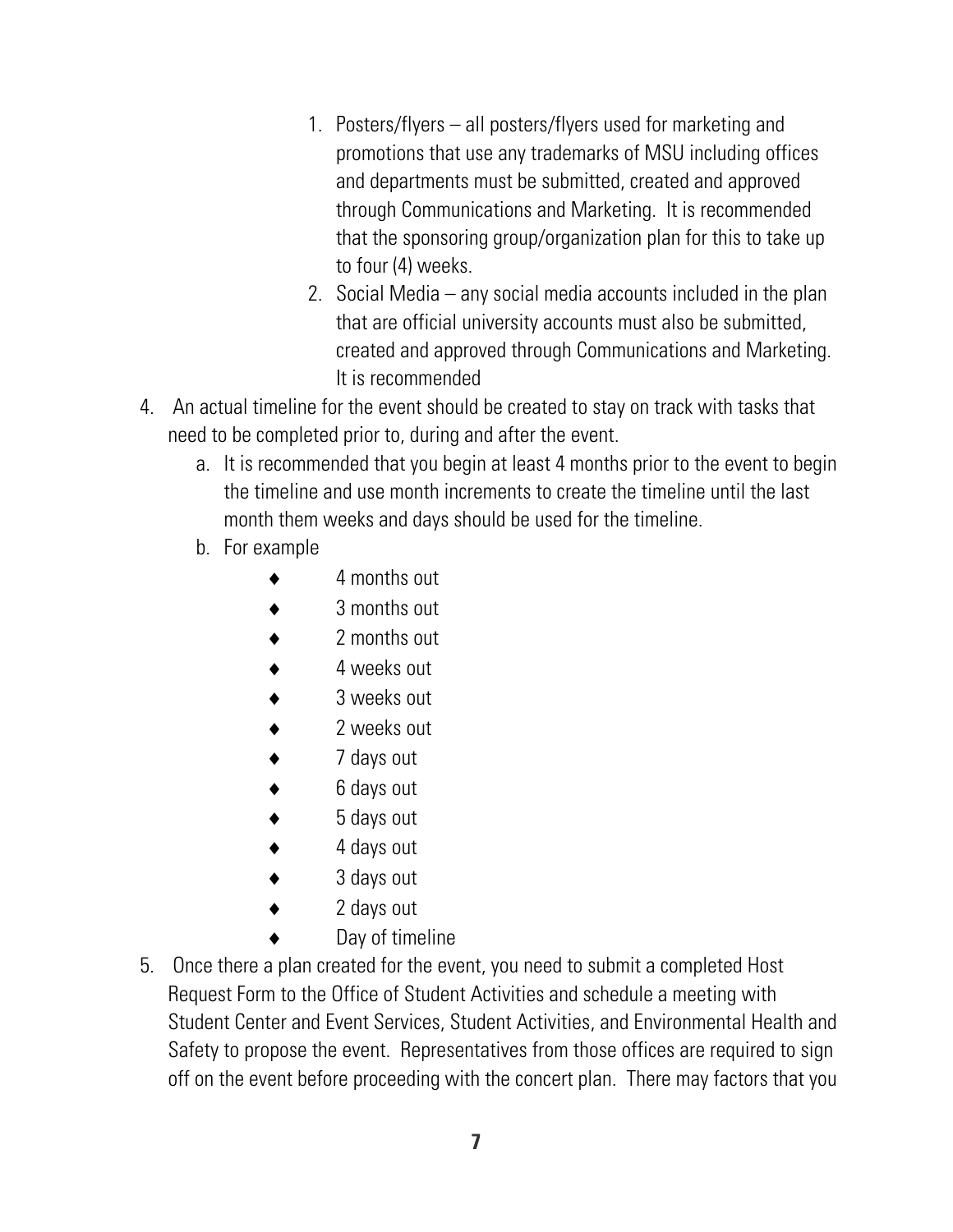1. Posters/flyers – all posters/flyers used for marketing and promotions that use any trademarks of MSU including offices and departments must be submitted, created and approved through Communications and Marketing. It is recommended that the sponsoring group/organization plan for this to take up to four (4) weeks.
   2. Social Media – any social media accounts included in the plan that are official university accounts must also be submitted, created and approved through Communications and Marketing. It is recommended

4. An actual timeline for the event should be created to stay on track with tasks that need to be completed prior to, during and after the event.
   a. It is recommended that you begin at least 4 months prior to the event to begin the timeline and use month increments to create the timeline until the last month them weeks and days should be used for the timeline.
   b. For example
      - 4 months out
      - 3 months out
      - 2 months out
      - 4 weeks out
      - 3 weeks out
      - 2 weeks out
      - 7 days out
      - 6 days out
      - 5 days out
      - 4 days out
      - 3 days out
      - 2 days out
      - Day of timeline

5. Once there a plan created for the event, you need to submit a completed Host Request Form to the Office of Student Activities and schedule a meeting with Student Center and Event Services, Student Activities, and Environmental Health and Safety to propose the event. Representatives from those offices are required to sign off on the event before proceeding with the concert plan. There may factors that you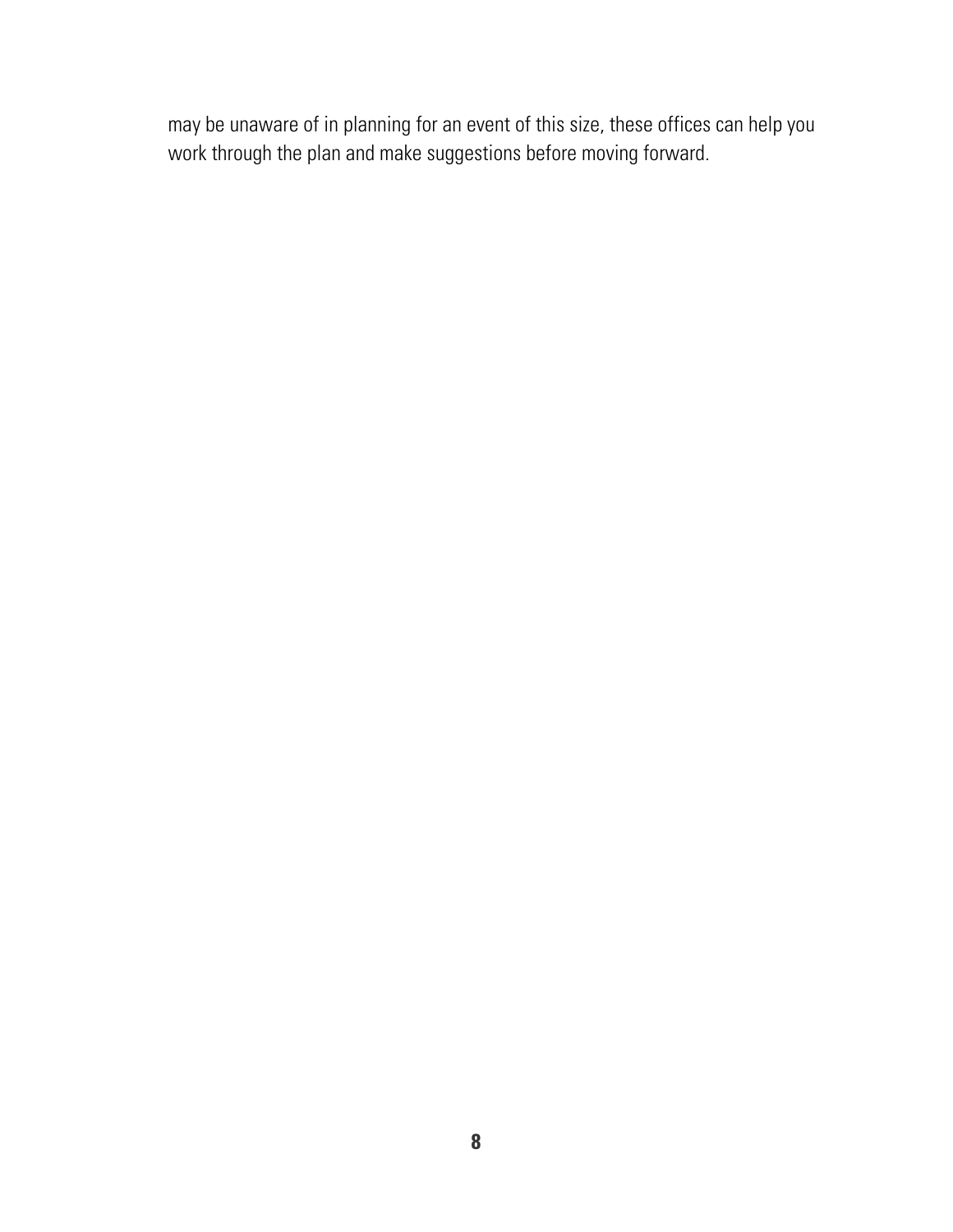may be unaware of in planning for an event of this size, these offices can help you work through the plan and make suggestions before moving forward.